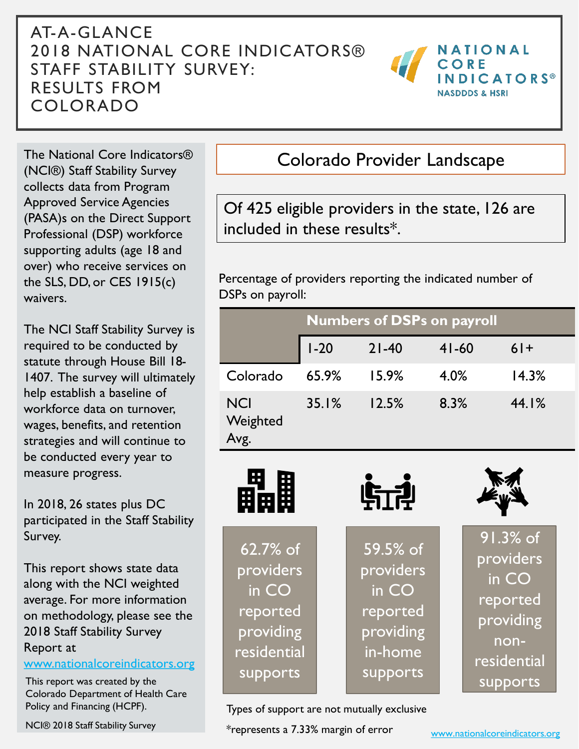# AT-A-GLANCE 2018 NATIONAL CORE INDICATORS® STAFF STABILITY SURVEY: RESULTS FROM COLORADO

NATIONAL CORE INDICATORS®
NASDDDS & HSRI

The National Core Indicators® (NCI®) Staff Stability Survey collects data from Program Approved Service Agencies (PASA)s on the Direct Support Professional (DSP) workforce supporting adults (age 18 and over) who receive services on the SLS, DD, or CES 1915(c) waivers.

The NCI Staff Stability Survey is required to be conducted by statute through House Bill 18-1407. The survey will ultimately help establish a baseline of workforce data on turnover, wages, benefits, and retention strategies and will continue to be conducted every year to measure progress.

In 2018, 26 states plus DC participated in the Staff Stability Survey.

This report shows state data along with the NCI weighted average. For more information on methodology, please see the 2018 Staff Stability Survey Report at www.nationalcoreindicators.org

This report was created by the Colorado Department of Health Care Policy and Financing (HCPF).

NCI® 2018 Staff Stability Survey

## Colorado Provider Landscape

Of 425 eligible providers in the state, 126 are included in these results*.

Percentage of providers reporting the indicated number of DSPs on payroll:

| | **Numbers of DSPs on payroll** | | | |
|---|---|---|---|---|
| | 1-20 | 21-40 | 41-60 | 61+ |
| Colorado | 65.9% | 15.9% | 4.0% | 14.3% |
| NCI Weighted Avg. | 35.1% | 12.5% | 8.3% | 44.1% |

62.7% of providers in CO reported providing residential supports

59.5% of providers in CO reported providing in-home supports

91.3% of providers in CO reported providing non-residential supports

Types of support are not mutually exclusive

*represents a 7.33% margin of error

www.nationalcoreindicators.org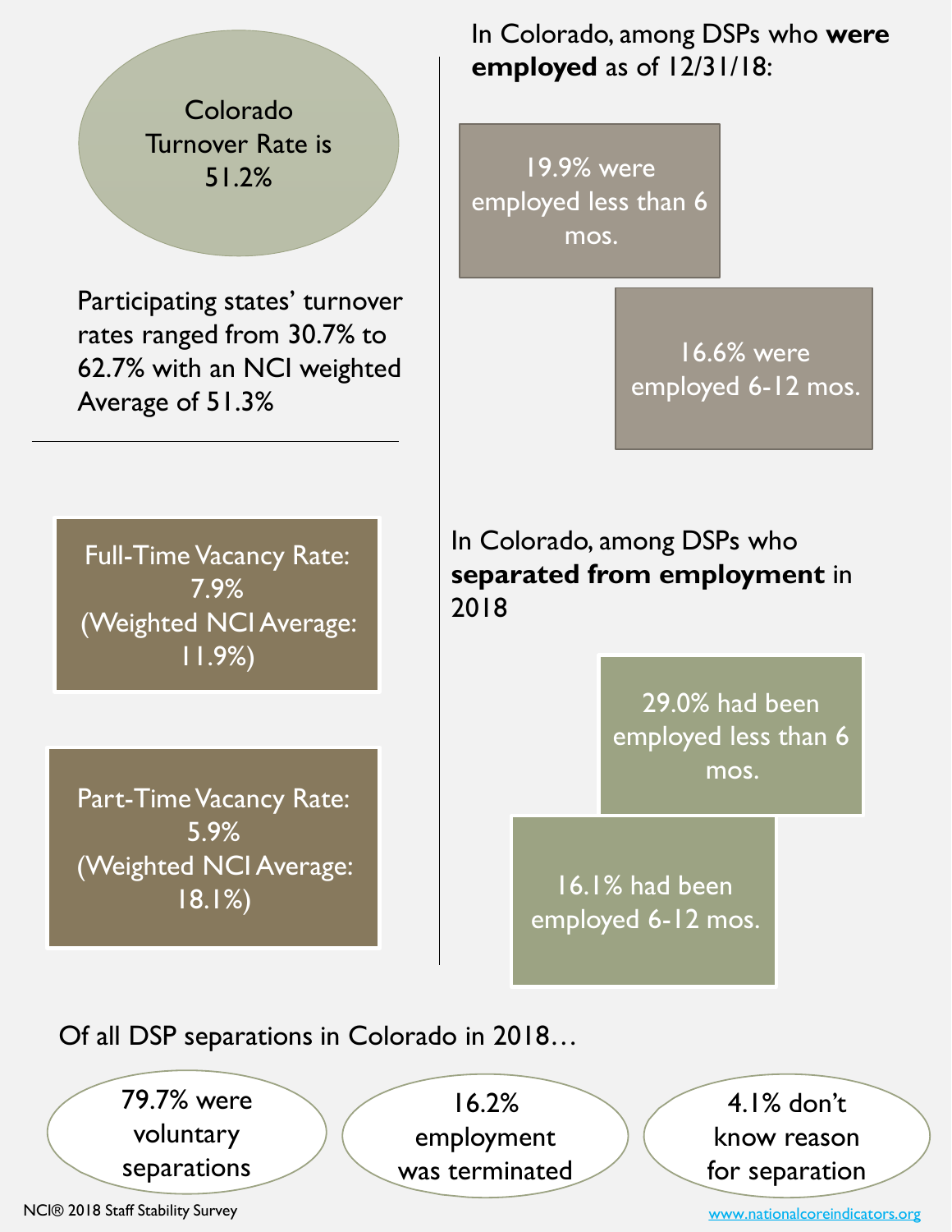Colorado Turnover Rate is 51.2%

Participating states' turnover rates ranged from 30.7% to 62.7% with an NCI weighted Average of 51.3%

---

Full-Time Vacancy Rate: 7.9% (Weighted NCI Average: 11.9%)

Part-Time Vacancy Rate: 5.9% (Weighted NCI Average: 18.1%)

In Colorado, among DSPs who **were employed** as of 12/31/18:

- 19.9% were employed less than 6 mos.
- 16.6% were employed 6-12 mos.

In Colorado, among DSPs who **separated from employment** in 2018

- 29.0% had been employed less than 6 mos.
- 16.1% had been employed 6-12 mos.

Of all DSP separations in Colorado in 2018…

- 79.7% were voluntary separations
- 16.2% employment was terminated
- 4.1% don't know reason for separation

NCI® 2018 Staff Stability Survey

www.nationalcoreindicators.org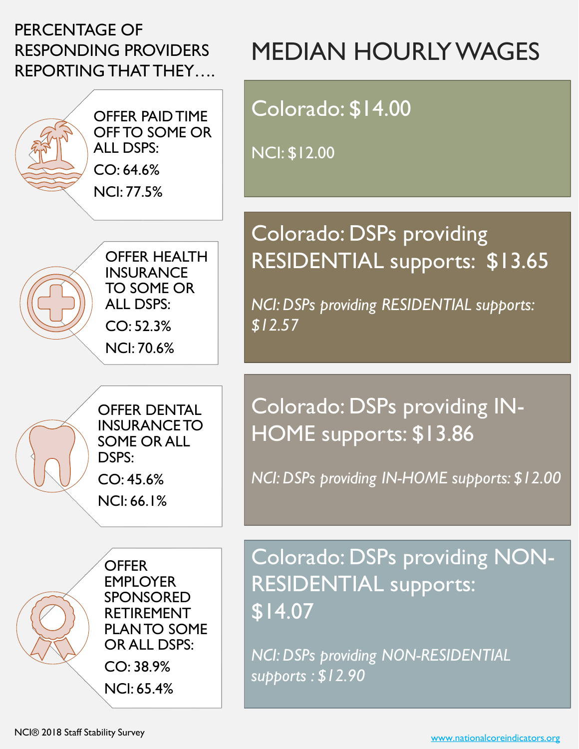## PERCENTAGE OF RESPONDING PROVIDERS REPORTING THAT THEY….

**OFFER PAID TIME OFF TO SOME OR ALL DSPS:**

CO: 64.6%

NCI: 77.5%

**OFFER HEALTH INSURANCE TO SOME OR ALL DSPS:**

CO: 52.3%

NCI: 70.6%

**OFFER DENTAL INSURANCE TO SOME OR ALL DSPS:**

CO: 45.6%

NCI: 66.1%

**OFFER EMPLOYER SPONSORED RETIREMENT PLAN TO SOME OR ALL DSPS:**

CO: 38.9%

NCI: 65.4%

# MEDIAN HOURLY WAGES

Colorado: $14.00

NCI: $12.00

Colorado: DSPs providing RESIDENTIAL supports: $13.65

*NCI: DSPs providing RESIDENTIAL supports: $12.57*

Colorado: DSPs providing IN-HOME supports: $13.86

*NCI: DSPs providing IN-HOME supports: $12.00*

Colorado: DSPs providing NON-RESIDENTIAL supports: $14.07

*NCI: DSPs providing NON-RESIDENTIAL supports : $12.90*

NCI® 2018 Staff Stability Survey

www.nationalcoreindicators.org